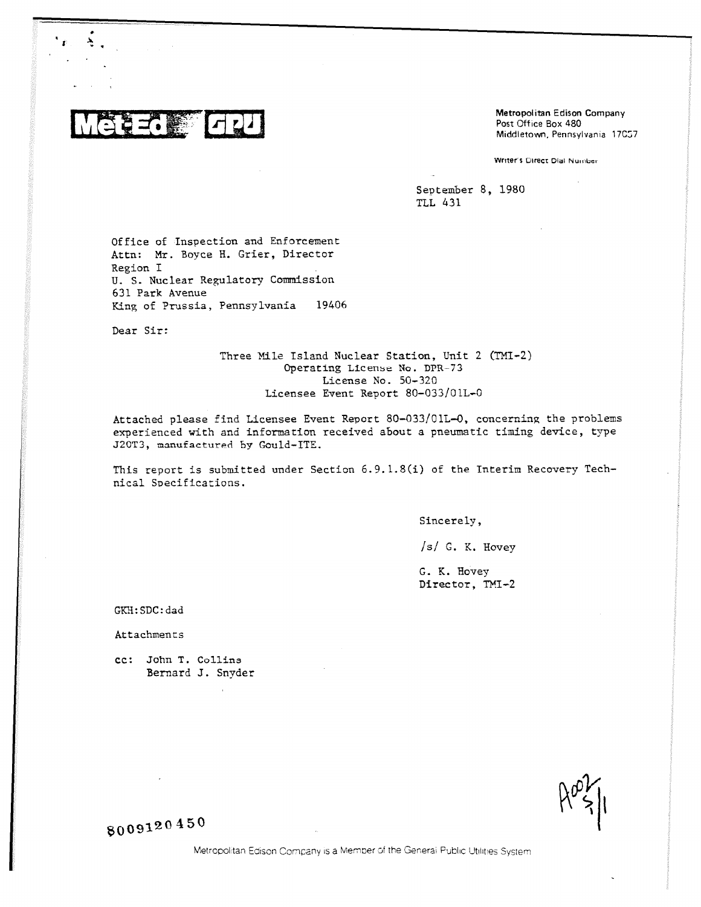Met-Ed GPU

Metropolitan Edison Company
Post Office Box 480
Middletown, Pennsylvania 17057

Writer's Direct Dial Number

September 8, 1980
TLL 431

Office of Inspection and Enforcement
Attn: Mr. Boyce H. Grier, Director
Region I
U. S. Nuclear Regulatory Commission
631 Park Avenue
King of Prussia, Pennsylvania 19406

Dear Sir:

Three Mile Island Nuclear Station, Unit 2 (TMI-2)
Operating License No. DPR-73
License No. 50-320
Licensee Event Report 80-033/01L-0

Attached please find Licensee Event Report 80-033/01L-0, concerning the problems experienced with and information received about a pneumatic timing device, type J20T3, manufactured by Gould-ITE.

This report is submitted under Section 6.9.1.8(i) of the Interim Recovery Technical Specifications.

Sincerely,

/s/ G. K. Hovey

G. K. Hovey
Director, TMI-2

GKH:SDC:dad

Attachments

cc: John T. Collins
Bernard J. Snyder

8009120450

Metropolitan Edison Company is a Member of the General Public Utilities System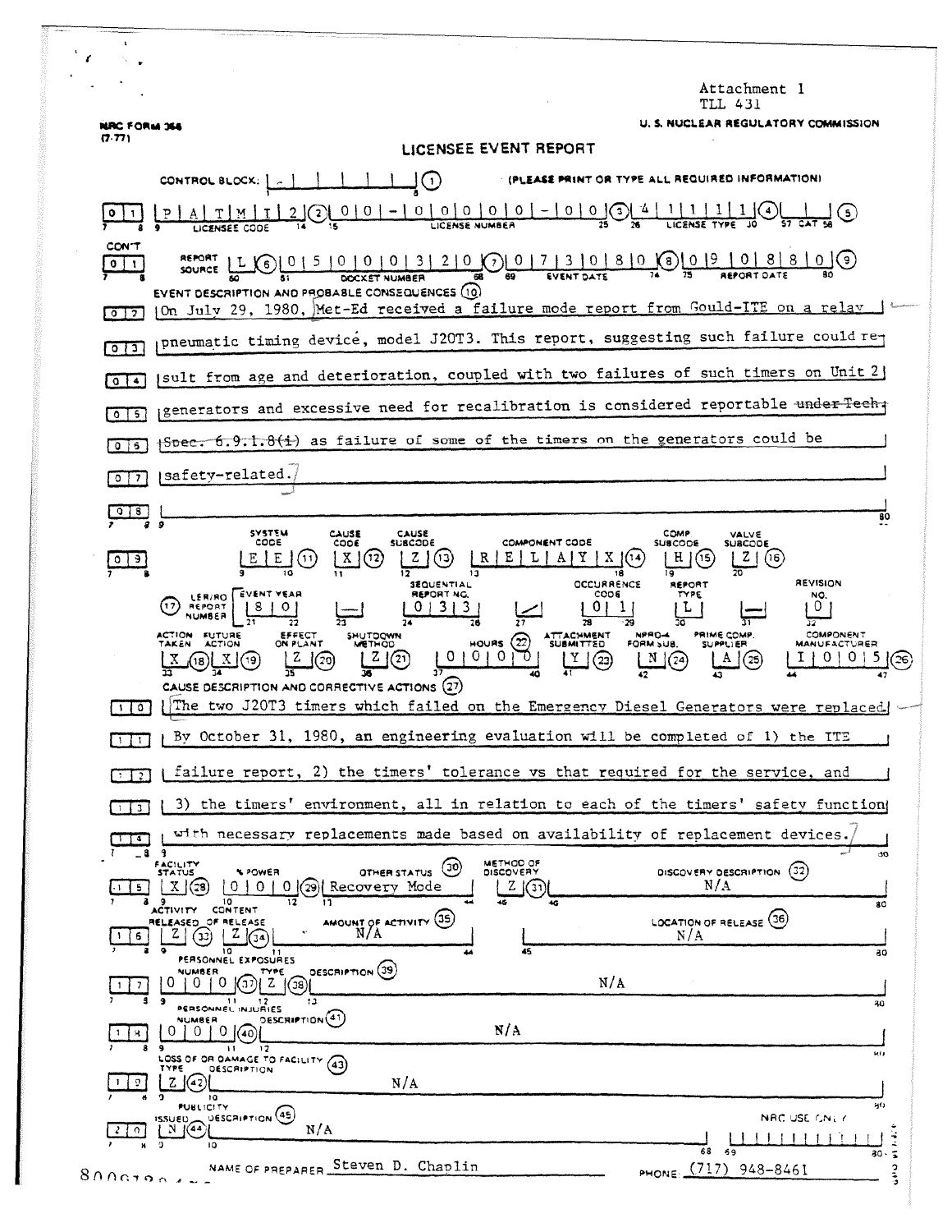Attachment 1
TLL 431

NRC FORM 366
(7-77)

U. S. NUCLEAR REGULATORY COMMISSION

# LICENSEE EVENT REPORT

CONTROL BLOCK: | - | | | | | | (1) (PLEASE PRINT OR TYPE ALL REQUIRED INFORMATION)

| 0 | 1 | P A T M I 2 (2) | 0 0 - 0 0 0 0 0 - 0 0 (3) | 4 1 1 1 1 (4) | | (5)

LICENSEE CODE — LICENSE NUMBER — LICENSE TYPE — CAT

CON'T | 0 | 1 | REPORT SOURCE | L (6) | 0 5 0 0 0 3 2 0 (7) | 0 7 3 0 8 0 (8) | 0 9 0 8 8 0 (9)

DOCKET NUMBER — EVENT DATE — REPORT DATE

## EVENT DESCRIPTION AND PROBABLE CONSEQUENCES (10)

| 0 | 2 | On July 29, 1980, Met-Ed received a failure mode report from Gould-ITE on a relay
| 0 | 3 | pneumatic timing device, model J20T3. This report, suggesting such failure could re-
| 0 | 4 | sult from age and deterioration, coupled with two failures of such timers on Unit 2
| 0 | 5 | generators and excessive need for recalibration is considered reportable ~~under Tech.~~
| 0 | 6 | ~~Spec. 6.9.1.8(i)~~ as failure of some of the timers on the generators could be
| 0 | 7 | safety-related.
| 0 | 8 |

| SYSTEM CODE | CAUSE CODE | CAUSE SUBCODE | COMPONENT CODE | COMP. SUBCODE | VALVE SUBCODE |
|---|---|---|---|---|---|
| E E (11) | X (12) | Z (13) | R E L A Y X (14) | H (15) | Z (16) |

| (17) LER/RO REPORT NUMBER | EVENT YEAR | | SEQUENTIAL REPORT NO. | | OCCURRENCE CODE | REPORT TYPE | | REVISION NO. |
|---|---|---|---|---|---|---|---|---|
| | 8 0 | — | 0 3 3 | / | 0 1 | L | — | 0 |

| ACTION TAKEN | FUTURE ACTION | EFFECT ON PLANT | SHUTDOWN METHOD | HOURS (22) | ATTACHMENT SUBMITTED | NPRD-4 FORM SUB. | PRIME COMP. SUPPLIER | COMPONENT MANUFACTURER |
|---|---|---|---|---|---|---|---|---|
| X (18) | X (19) | Z (20) | Z (21) | 0 0 0 0 | Y (23) | N (24) | A (25) | I 0 0 5 (26) |

## CAUSE DESCRIPTION AND CORRECTIVE ACTIONS (27)

| 1 | 0 | The two J20T3 timers which failed on the Emergency Diesel Generators were replaced.
| 1 | 1 | By October 31, 1980, an engineering evaluation will be completed of 1) the ITE
| 1 | 2 | failure report, 2) the timers' tolerance vs that required for the service, and
| 1 | 3 | 3) the timers' environment, all in relation to each of the timers' safety function
| 1 | 4 | with necessary replacements made based on availability of replacement devices.

| | FACILITY STATUS | % POWER | OTHER STATUS (30) | METHOD OF DISCOVERY | DISCOVERY DESCRIPTION (32) |
|---|---|---|---|---|---|
| 1 5 | X (28) | 0 0 0 (29) | Recovery Mode | Z (31) | N/A |

| | ACTIVITY RELEASED | CONTENT OF RELEASE | AMOUNT OF ACTIVITY (35) | LOCATION OF RELEASE (36) |
|---|---|---|---|---|
| 1 6 | Z (33) | Z (34) | N/A | N/A |

PERSONNEL EXPOSURES

| | NUMBER | TYPE | DESCRIPTION (39) |
|---|---|---|---|
| 1 7 | 0 0 0 (37) | Z (38) | N/A |

PERSONNEL INJURIES

| | NUMBER | DESCRIPTION (41) |
|---|---|---|
| 1 8 | 0 0 0 (40) | N/A |

LOSS OF OR DAMAGE TO FACILITY (43)

| | TYPE | DESCRIPTION |
|---|---|---|
| 1 9 | Z (42) | N/A |

PUBLICITY

| | ISSUED | DESCRIPTION (45) | NRC USE ONLY |
|---|---|---|---|
| 2 0 | N (44) | N/A | |

NAME OF PREPARER Steven D. Chaplin PHONE: (717) 948-8461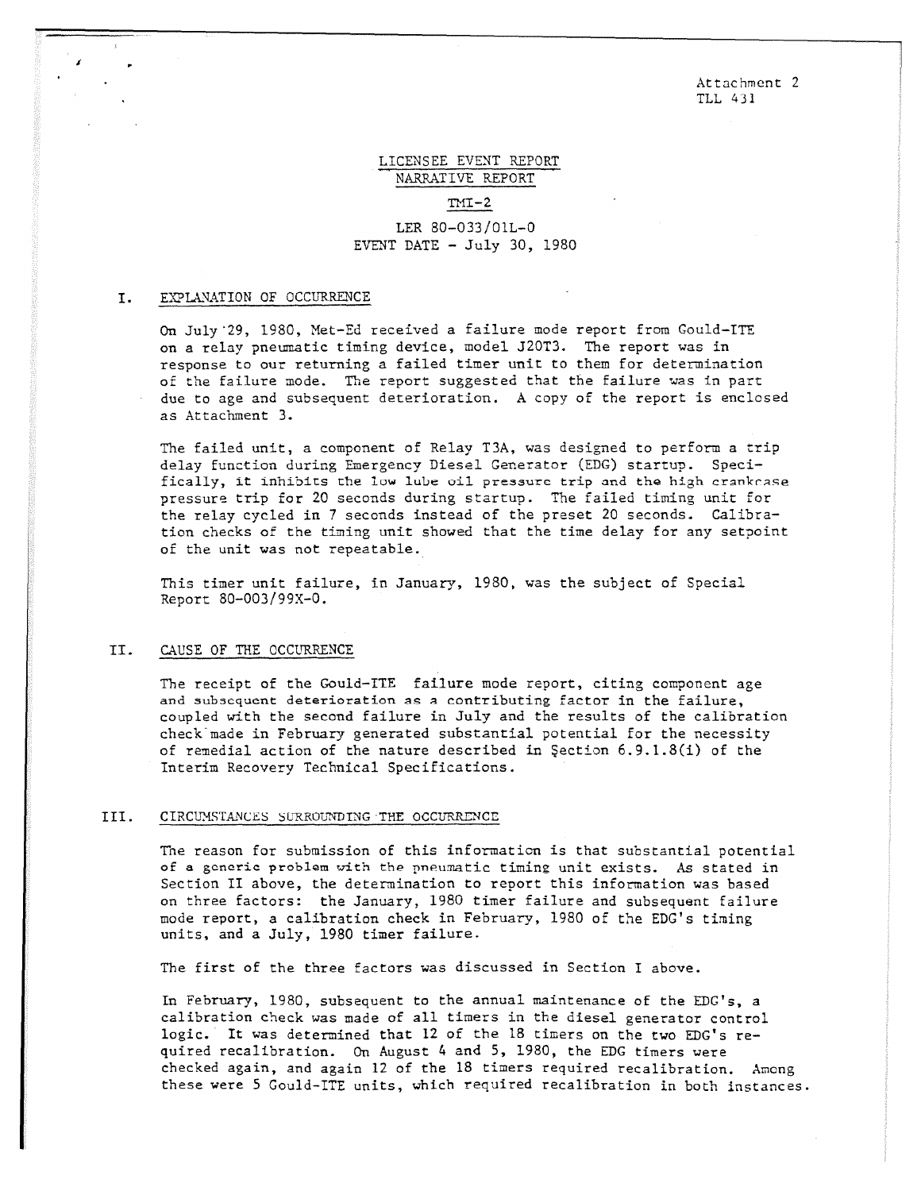Attachment 2
TLL 431

# LICENSEE EVENT REPORT
## NARRATIVE REPORT

TMI-2

LER 80-033/01L-0
EVENT DATE - July 30, 1980

## I. EXPLANATION OF OCCURRENCE

On July 29, 1980, Met-Ed received a failure mode report from Gould-ITE on a relay pneumatic timing device, model J20T3. The report was in response to our returning a failed timer unit to them for determination of the failure mode. The report suggested that the failure was in part due to age and subsequent deterioration. A copy of the report is enclosed as Attachment 3.

The failed unit, a component of Relay T3A, was designed to perform a trip delay function during Emergency Diesel Generator (EDG) startup. Specifically, it inhibits the low lube oil pressure trip and the high crankcase pressure trip for 20 seconds during startup. The failed timing unit for the relay cycled in 7 seconds instead of the preset 20 seconds. Calibration checks of the timing unit showed that the time delay for any setpoint of the unit was not repeatable.

This timer unit failure, in January, 1980, was the subject of Special Report 80-003/99X-0.

## II. CAUSE OF THE OCCURRENCE

The receipt of the Gould-ITE failure mode report, citing component age and subsequent deterioration as a contributing factor in the failure, coupled with the second failure in July and the results of the calibration check made in February generated substantial potential for the necessity of remedial action of the nature described in Section 6.9.1.8(i) of the Interim Recovery Technical Specifications.

## III. CIRCUMSTANCES SURROUNDING THE OCCURRENCE

The reason for submission of this information is that substantial potential of a generic problem with the pneumatic timing unit exists. As stated in Section II above, the determination to report this information was based on three factors: the January, 1980 timer failure and subsequent failure mode report, a calibration check in February, 1980 of the EDG's timing units, and a July, 1980 timer failure.

The first of the three factors was discussed in Section I above.

In February, 1980, subsequent to the annual maintenance of the EDG's, a calibration check was made of all timers in the diesel generator control logic. It was determined that 12 of the 18 timers on the two EDG's required recalibration. On August 4 and 5, 1980, the EDG timers were checked again, and again 12 of the 18 timers required recalibration. Among these were 5 Gould-ITE units, which required recalibration in both instances.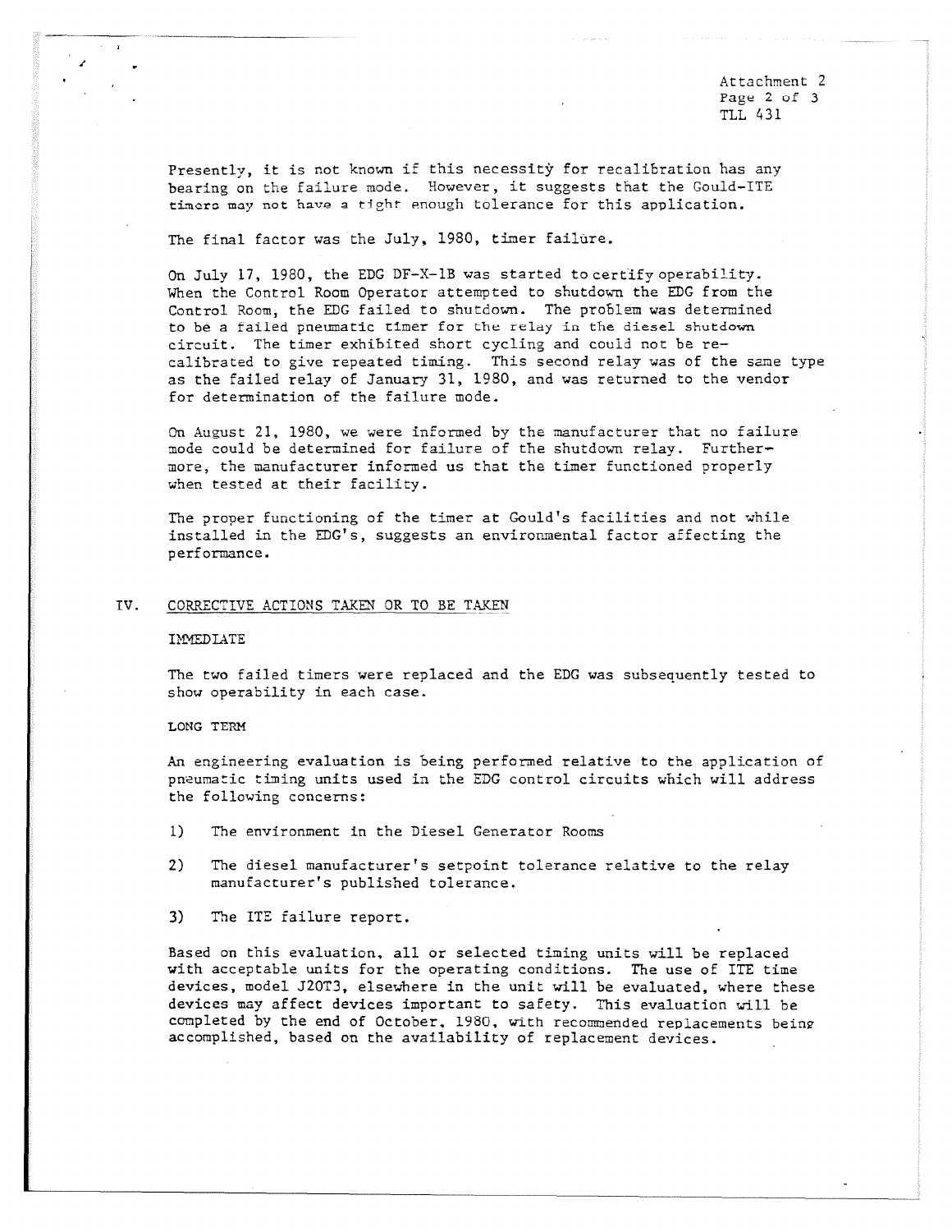Presently, it is not known if this necessity for recalibration has any bearing on the failure mode. However, it suggests that the Gould-ITE timers may not have a tight enough tolerance for this application.

The final factor was the July, 1980, timer failure.

On July 17, 1980, the EDG DF-X-1B was started to certify operability. When the Control Room Operator attempted to shutdown the EDG from the Control Room, the EDG failed to shutdown. The problem was determined to be a failed pneumatic timer for the relay in the diesel shutdown circuit. The timer exhibited short cycling and could not be re-calibrated to give repeated timing. This second relay was of the same type as the failed relay of January 31, 1980, and was returned to the vendor for determination of the failure mode.

On August 21, 1980, we were informed by the manufacturer that no failure mode could be determined for failure of the shutdown relay. Furthermore, the manufacturer informed us that the timer functioned properly when tested at their facility.

The proper functioning of the timer at Gould's facilities and not while installed in the EDG's, suggests an environmental factor affecting the performance.

## IV. CORRECTIVE ACTIONS TAKEN OR TO BE TAKEN

### IMMEDIATE

The two failed timers were replaced and the EDG was subsequently tested to show operability in each case.

### LONG TERM

An engineering evaluation is being performed relative to the application of pneumatic timing units used in the EDG control circuits which will address the following concerns:

1) The environment in the Diesel Generator Rooms

2) The diesel manufacturer's setpoint tolerance relative to the relay manufacturer's published tolerance.

3) The ITE failure report.

Based on this evaluation, all or selected timing units will be replaced with acceptable units for the operating conditions. The use of ITE time devices, model J20T3, elsewhere in the unit will be evaluated, where these devices may affect devices important to safety. This evaluation will be completed by the end of October, 1980, with recommended replacements being accomplished, based on the availability of replacement devices.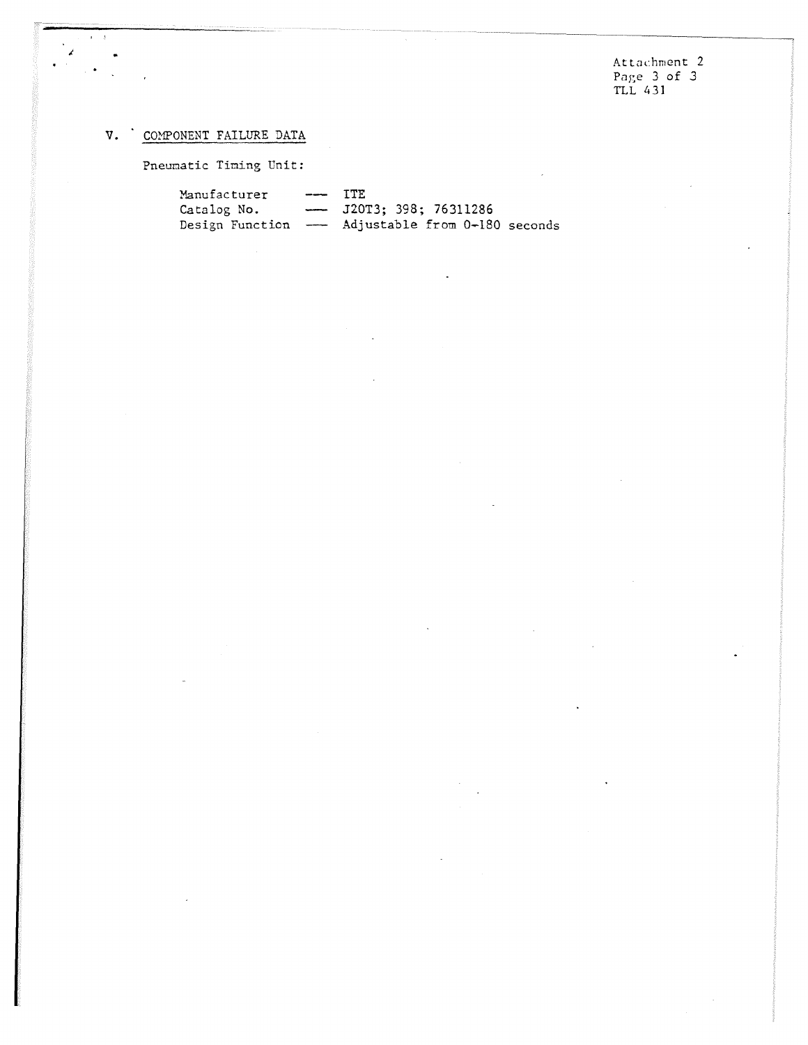## V. COMPONENT FAILURE DATA

Pneumatic Timing Unit:

Manufacturer — ITE
Catalog No. — J20T3; 398; 76311286
Design Function — Adjustable from 0-180 seconds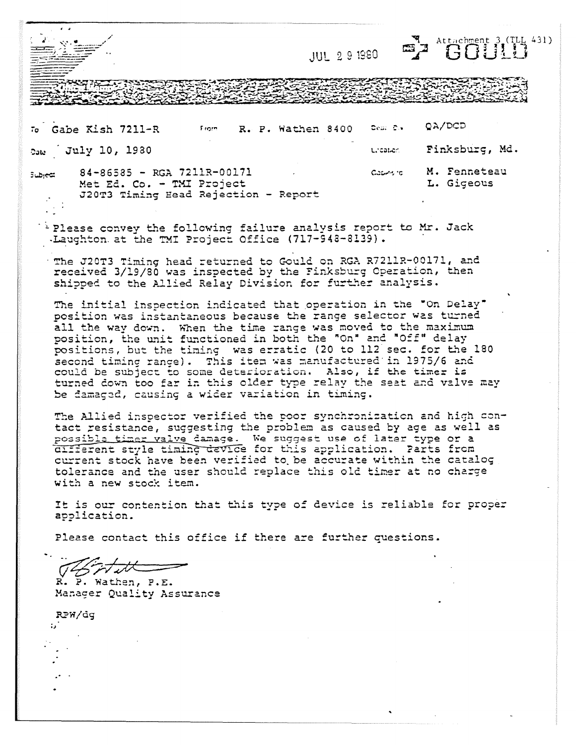JUL 2 9 1980

Attachment 3 (TLL 431)

GOULD

To: Gabe Kish 7211-R  From: R. P. Wathen 8400  Dept.: QA/DCD

Date: July 10, 1980  Location: Finksburg, Md.

Subject: 84-86585 - RGA 7211R-00171  
Met Ed. Co. - TMI Project  
J20T3 Timing Head Rejection - Report

Copies to: M. Fenneteau  
L. Gigeous

Please convey the following failure analysis report to Mr. Jack Laughton at the TMI Project Office (717-948-8139).

The J20T3 Timing head returned to Gould on RGA R7211R-00171, and received 3/19/80 was inspected by the Finksburg Operation, then shipped to the Allied Relay Division for further analysis.

The initial inspection indicated that operation in the "On Delay" position was instantaneous because the range selector was turned all the way down. When the time range was moved to the maximum position, the unit functioned in both the "On" and "Off" delay positions, but the timing was erratic (20 to 112 sec. for the 180 second timing range). This item was manufactured in 1975/6 and could be subject to some deterioration. Also, if the timer is turned down too far in this older type relay the seat and valve may be damaged, causing a wider variation in timing.

The Allied inspector verified the poor synchronization and high contact resistance, suggesting the problem as caused by age as well as possible timer valve damage. We suggest use of later type or a different style timing device for this application. Parts from current stock have been verified to be accurate within the catalog tolerance and the user should replace this old timer at no charge with a new stock item.

It is our contention that this type of device is reliable for proper application.

Please contact this office if there are further questions.

R. P. Wathen, P.E.  
Manager Quality Assurance

RPW/dg